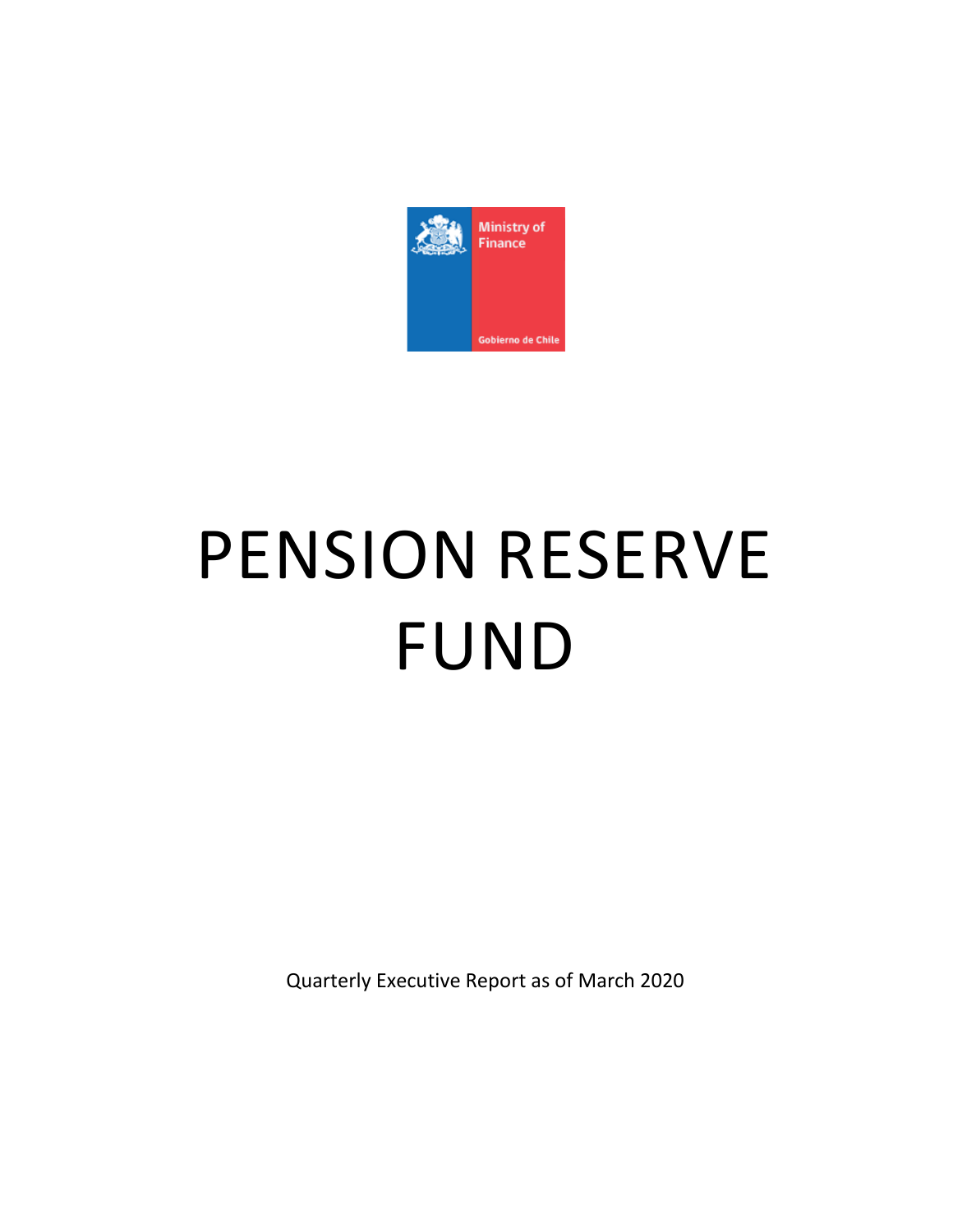Ministry of Finance

Gobierno de Chile

# PENSION RESERVE FUND

Quarterly Executive Report as of March 2020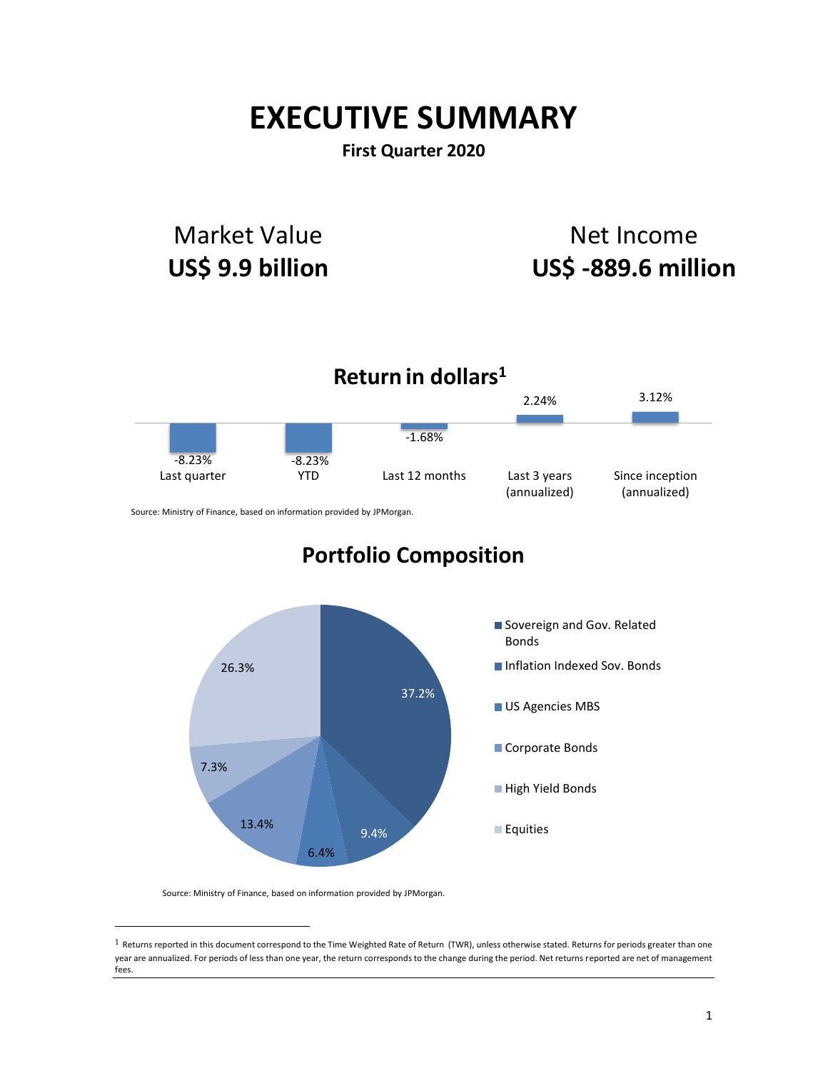# EXECUTIVE SUMMARY

**First Quarter 2020**

Market Value
**US$ 9.9 billion**

Net Income
**US$ -889.6 million**

## Return in dollars[1]

| Last quarter | YTD | Last 12 months | Last 3 years (annualized) | Since inception (annualized) |
|---|---|---|---|---|
| -8.23% | -8.23% | -1.68% | 2.24% | 3.12% |

Source: Ministry of Finance, based on information provided by JPMorgan.

## Portfolio Composition

| Asset class | Share |
|---|---|
| Sovereign and Gov. Related Bonds | 37.2% |
| Inflation Indexed Sov. Bonds | 9.4% |
| US Agencies MBS | 6.4% |
| Corporate Bonds | 13.4% |
| High Yield Bonds | 7.3% |
| Equities | 26.3% |

Source: Ministry of Finance, based on information provided by JPMorgan.

[1] Returns reported in this document correspond to the Time Weighted Rate of Return (TWR), unless otherwise stated. Returns for periods greater than one year are annualized. For periods of less than one year, the return corresponds to the change during the period. Net returns reported are net of management fees.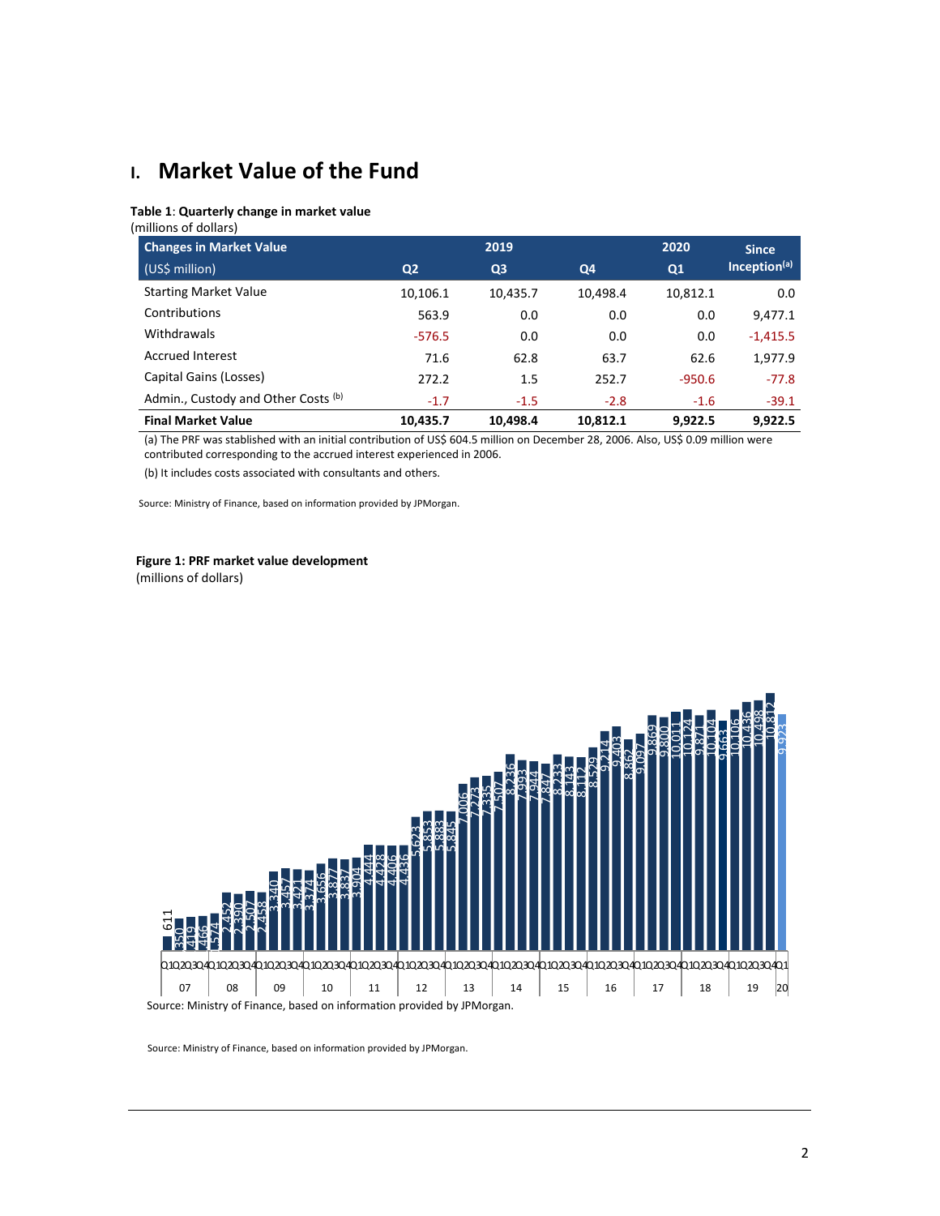# I. Market Value of the Fund

**Table 1**: **Quarterly change in market value**
(millions of dollars)

| Changes in Market Value (US$ million) | 2019 Q2 | 2019 Q3 | 2019 Q4 | 2020 Q1 | Since Inception[(a)] |
|---|---|---|---|---|---|
| Starting Market Value | 10,106.1 | 10,435.7 | 10,498.4 | 10,812.1 | 0.0 |
| Contributions | 563.9 | 0.0 | 0.0 | 0.0 | 9,477.1 |
| Withdrawals | -576.5 | 0.0 | 0.0 | 0.0 | -1,415.5 |
| Accrued Interest | 71.6 | 62.8 | 63.7 | 62.6 | 1,977.9 |
| Capital Gains (Losses) | 272.2 | 1.5 | 252.7 | -950.6 | -77.8 |
| Admin., Custody and Other Costs [(b)] | -1.7 | -1.5 | -2.8 | -1.6 | -39.1 |
| **Final Market Value** | **10,435.7** | **10,498.4** | **10,812.1** | **9,922.5** | **9,922.5** |

(a) The PRF was stablished with an initial contribution of US$ 604.5 million on December 28, 2006. Also, US$ 0.09 million were contributed corresponding to the accrued interest experienced in 2006.

(b) It includes costs associated with consultants and others.

Source: Ministry of Finance, based on information provided by JPMorgan.

**Figure 1: PRF market value development**
(millions of dollars)

Source: Ministry of Finance, based on information provided by JPMorgan.

Source: Ministry of Finance, based on information provided by JPMorgan.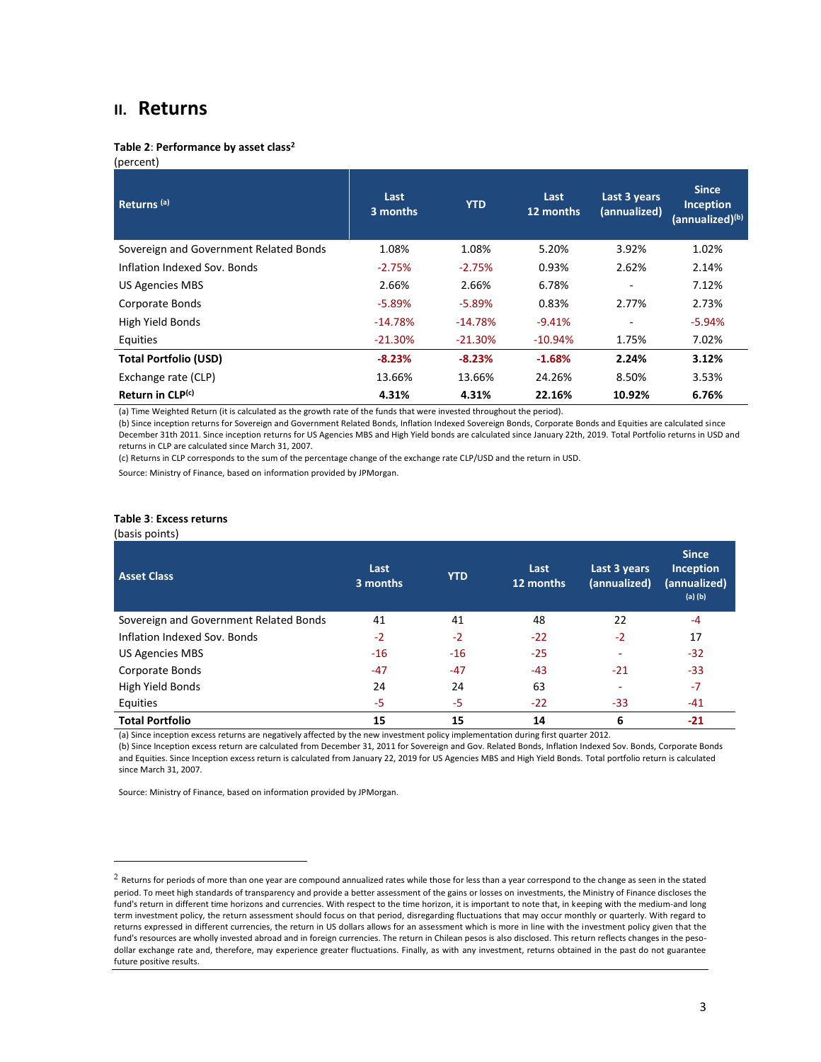## II. Returns

**Table 2**: **Performance by asset class**[2]

(percent)

| Returns (a) | Last 3 months | YTD | Last 12 months | Last 3 years (annualized) | Since Inception (annualized)(b) |
|---|---|---|---|---|---|
| Sovereign and Government Related Bonds | 1.08% | 1.08% | 5.20% | 3.92% | 1.02% |
| Inflation Indexed Sov. Bonds | -2.75% | -2.75% | 0.93% | 2.62% | 2.14% |
| US Agencies MBS | 2.66% | 2.66% | 6.78% | - | 7.12% |
| Corporate Bonds | -5.89% | -5.89% | 0.83% | 2.77% | 2.73% |
| High Yield Bonds | -14.78% | -14.78% | -9.41% | - | -5.94% |
| Equities | -21.30% | -21.30% | -10.94% | 1.75% | 7.02% |
| **Total Portfolio (USD)** | **-8.23%** | **-8.23%** | **-1.68%** | **2.24%** | **3.12%** |
| Exchange rate (CLP) | 13.66% | 13.66% | 24.26% | 8.50% | 3.53% |
| **Return in CLP(c)** | **4.31%** | **4.31%** | **22.16%** | **10.92%** | **6.76%** |

(a) Time Weighted Return (it is calculated as the growth rate of the funds that were invested throughout the period).
(b) Since inception returns for Sovereign and Government Related Bonds, Inflation Indexed Sovereign Bonds, Corporate Bonds and Equities are calculated since December 31th 2011. Since inception returns for US Agencies MBS and High Yield bonds are calculated since January 22th, 2019. Total Portfolio returns in USD and returns in CLP are calculated since March 31, 2007.
(c) Returns in CLP corresponds to the sum of the percentage change of the exchange rate CLP/USD and the return in USD.

Source: Ministry of Finance, based on information provided by JPMorgan.

**Table 3**: **Excess returns**

(basis points)

| Asset Class | Last 3 months | YTD | Last 12 months | Last 3 years (annualized) | Since Inception (annualized) (a) (b) |
|---|---|---|---|---|---|
| Sovereign and Government Related Bonds | 41 | 41 | 48 | 22 | -4 |
| Inflation Indexed Sov. Bonds | -2 | -2 | -22 | -2 | 17 |
| US Agencies MBS | -16 | -16 | -25 | - | -32 |
| Corporate Bonds | -47 | -47 | -43 | -21 | -33 |
| High Yield Bonds | 24 | 24 | 63 | - | -7 |
| Equities | -5 | -5 | -22 | -33 | -41 |
| **Total Portfolio** | **15** | **15** | **14** | **6** | **-21** |

(a) Since inception excess returns are negatively affected by the new investment policy implementation during first quarter 2012.
(b) Since Inception excess return are calculated from December 31, 2011 for Sovereign and Gov. Related Bonds, Inflation Indexed Sov. Bonds, Corporate Bonds and Equities. Since Inception excess return is calculated from January 22, 2019 for US Agencies MBS and High Yield Bonds. Total portfolio return is calculated since March 31, 2007.

Source: Ministry of Finance, based on information provided by JPMorgan.

---

[2] Returns for periods of more than one year are compound annualized rates while those for less than a year correspond to the change as seen in the stated period. To meet high standards of transparency and provide a better assessment of the gains or losses on investments, the Ministry of Finance discloses the fund's return in different time horizons and currencies. With respect to the time horizon, it is important to note that, in keeping with the medium-and long term investment policy, the return assessment should focus on that period, disregarding fluctuations that may occur monthly or quarterly. With regard to returns expressed in different currencies, the return in US dollars allows for an assessment which is more in line with the investment policy given that the fund's resources are wholly invested abroad and in foreign currencies. The return in Chilean pesos is also disclosed. This return reflects changes in the peso-dollar exchange rate and, therefore, may experience greater fluctuations. Finally, as with any investment, returns obtained in the past do not guarantee future positive results.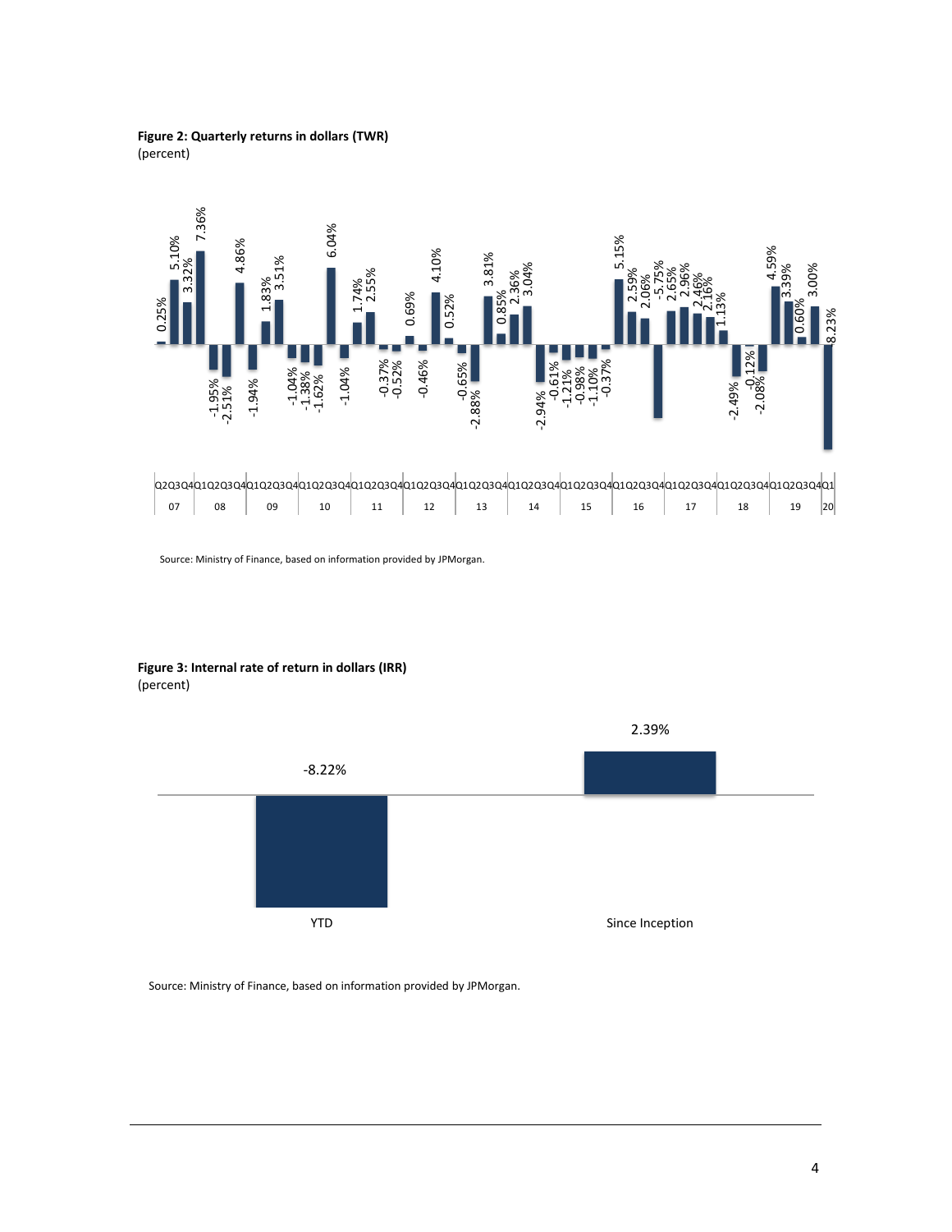**Figure 2: Quarterly returns in dollars (TWR)**
(percent)

| Year | Quarter | Return |
|---|---|---|
| 07 | Q2 | 0.25% |
| 07 | Q3 | 5.10% |
| 07 | Q4 | 3.32% |
| 08 | Q1 | 7.36% |
| 08 | Q2 | -1.95% |
| 08 | Q3 | -2.51% |
| 08 | Q4 | 4.86% |
| 09 | Q1 | -1.94% |
| 09 | Q2 | 1.83% |
| 09 | Q3 | 3.51% |
| 09 | Q4 | -1.04% |
| 10 | Q1 | -1.38% |
| 10 | Q2 | -1.62% |
| 10 | Q3 | 6.04% |
| 10 | Q4 | -1.04% |
| 11 | Q1 | 1.74% |
| 11 | Q2 | 2.55% |
| 11 | Q3 | -0.37% |
| 11 | Q4 | -0.52% |
| 12 | Q1 | 0.69% |
| 12 | Q2 | -0.46% |
| 12 | Q3 | 4.10% |
| 12 | Q4 | 0.52% |
| 13 | Q1 | -0.65% |
| 13 | Q2 | -2.88% |
| 13 | Q3 | 3.81% |
| 13 | Q4 | 0.85% |
| 14 | Q1 | 2.36% |
| 14 | Q2 | 3.04% |
| 14 | Q3 | -2.94% |
| 14 | Q4 | -0.61% |
| 15 | Q1 | -1.21% |
| 15 | Q2 | -0.98% |
| 15 | Q3 | -1.10% |
| 15 | Q4 | -0.37% |
| 16 | Q1 | 5.15% |
| 16 | Q2 | 2.59% |
| 16 | Q3 | 2.06% |
| 16 | Q4 | -5.75% |
| 17 | Q1 | 2.65% |
| 17 | Q2 | 2.96% |
| 17 | Q3 | 2.46% |
| 17 | Q4 | 2.16% |
| 18 | Q1 | 1.13% |
| 18 | Q2 | -2.49% |
| 18 | Q3 | -0.12% |
| 18 | Q4 | -2.08% |
| 19 | Q1 | 4.59% |
| 19 | Q2 | 3.39% |
| 19 | Q3 | 0.60% |
| 19 | Q4 | 3.00% |
| 20 | Q1 | -8.23% |

Source: Ministry of Finance, based on information provided by JPMorgan.

**Figure 3: Internal rate of return in dollars (IRR)**
(percent)

| YTD | Since Inception |
|---|---|
| -8.22% | 2.39% |

Source: Ministry of Finance, based on information provided by JPMorgan.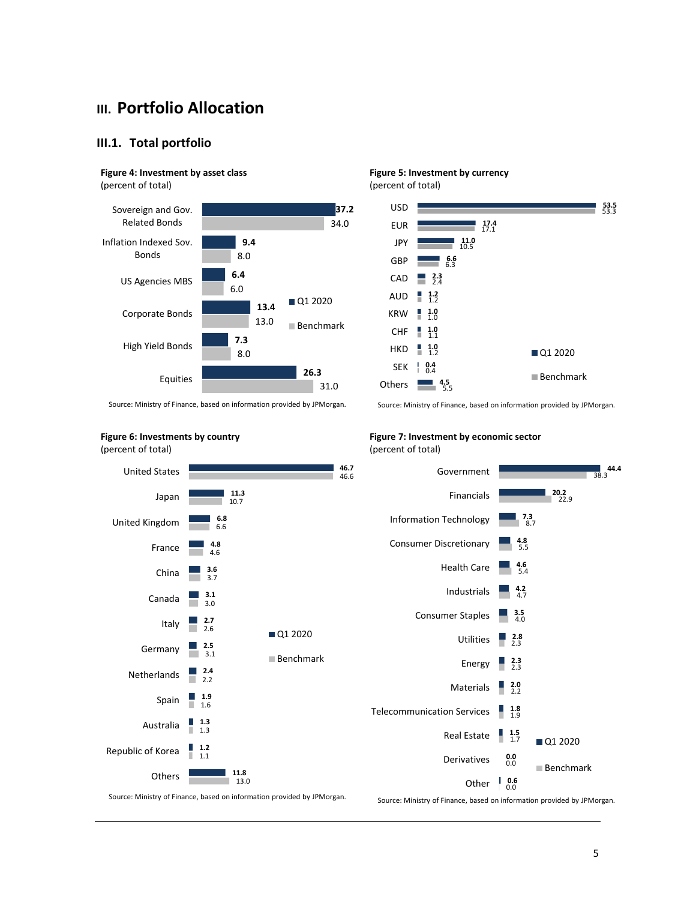# III. Portfolio Allocation

## III.1. Total portfolio

**Figure 4: Investment by asset class**
(percent of total)

| Asset class | Q1 2020 | Benchmark |
|---|---|---|
| Sovereign and Gov. Related Bonds | 37.2 | 34.0 |
| Inflation Indexed Sov. Bonds | 9.4 | 8.0 |
| US Agencies MBS | 6.4 | 6.0 |
| Corporate Bonds | 13.4 | 13.0 |
| High Yield Bonds | 7.3 | 8.0 |
| Equities | 26.3 | 31.0 |

Source: Ministry of Finance, based on information provided by JPMorgan.

**Figure 5: Investment by currency**
(percent of total)

| Currency | Q1 2020 | Benchmark |
|---|---|---|
| USD | 53.5 | 53.3 |
| EUR | 17.4 | 17.1 |
| JPY | 11.0 | 10.5 |
| GBP | 6.6 | 6.3 |
| CAD | 2.3 | 2.4 |
| AUD | 1.2 | 1.2 |
| KRW | 1.0 | 1.0 |
| CHF | 1.0 | 1.1 |
| HKD | 1.0 | 1.2 |
| SEK | 0.4 | 0.4 |
| Others | 4.5 | 5.5 |

Source: Ministry of Finance, based on information provided by JPMorgan.

**Figure 6: Investments by country**
(percent of total)

| Country | Q1 2020 | Benchmark |
|---|---|---|
| United States | 46.7 | 46.6 |
| Japan | 11.3 | 10.7 |
| United Kingdom | 6.8 | 6.6 |
| France | 4.8 | 4.6 |
| China | 3.6 | 3.7 |
| Canada | 3.1 | 3.0 |
| Italy | 2.7 | 2.6 |
| Germany | 2.5 | 3.1 |
| Netherlands | 2.4 | 2.2 |
| Spain | 1.9 | 1.6 |
| Australia | 1.3 | 1.3 |
| Republic of Korea | 1.2 | 1.1 |
| Others | 11.8 | 13.0 |

Source: Ministry of Finance, based on information provided by JPMorgan.

**Figure 7: Investment by economic sector**
(percent of total)

| Sector | Q1 2020 | Benchmark |
|---|---|---|
| Government | 44.4 | 38.3 |
| Financials | 20.2 | 22.9 |
| Information Technology | 7.3 | 8.7 |
| Consumer Discretionary | 4.8 | 5.5 |
| Health Care | 4.6 | 5.4 |
| Industrials | 4.2 | 4.7 |
| Consumer Staples | 3.5 | 4.0 |
| Utilities | 2.8 | 2.3 |
| Energy | 2.3 | 2.3 |
| Materials | 2.0 | 2.2 |
| Telecommunication Services | 1.8 | 1.9 |
| Real Estate | 1.5 | 1.7 |
| Derivatives | 0.0 | 0.0 |
| Other | 0.6 | 0.0 |

Source: Ministry of Finance, based on information provided by JPMorgan.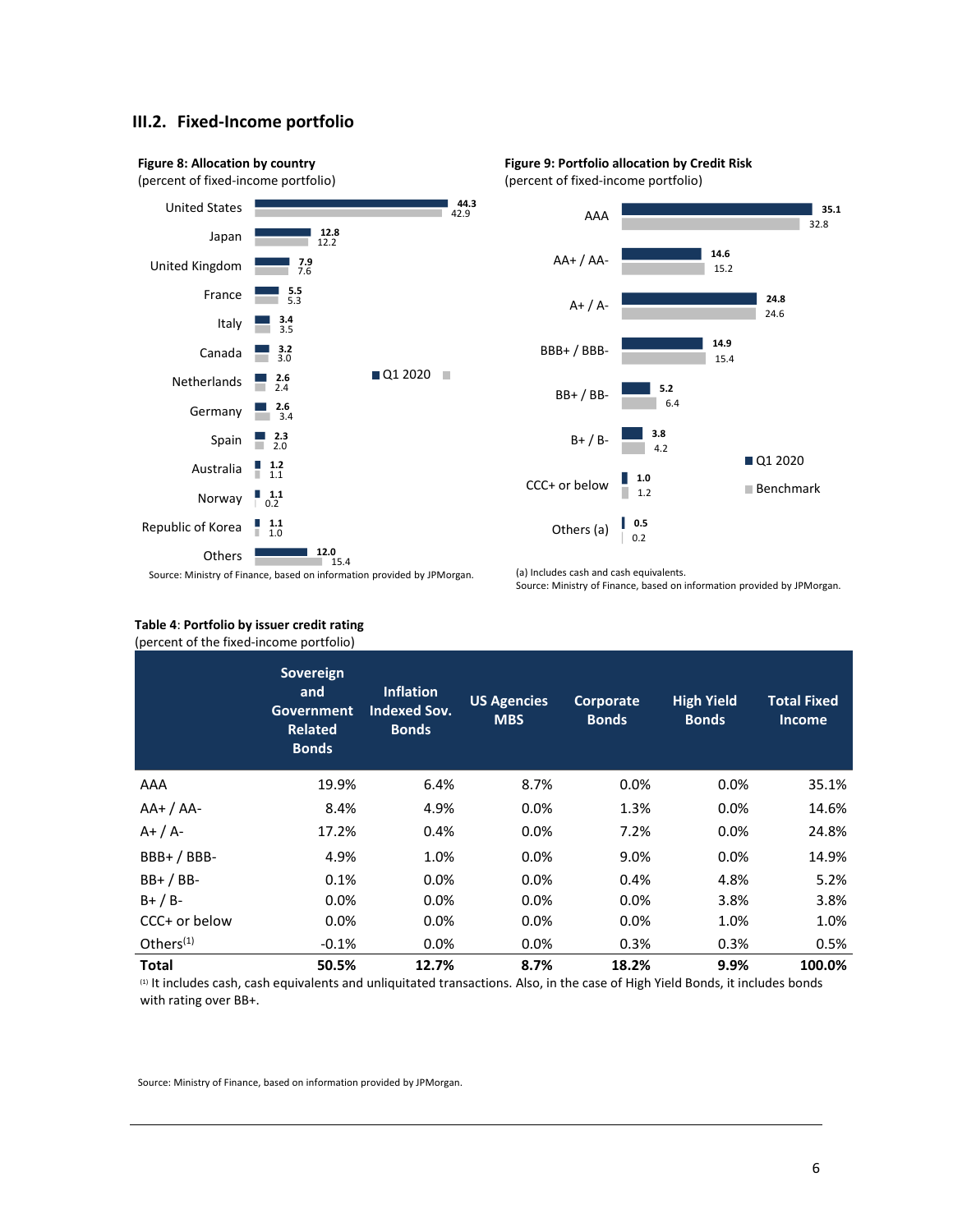## III.2. Fixed-Income portfolio

**Figure 8: Allocation by country**
(percent of fixed-income portfolio)

| Country | Q1 2020 | Benchmark |
|---|---|---|
| United States | 44.3 | 42.9 |
| Japan | 12.8 | 12.2 |
| United Kingdom | 7.9 | 7.6 |
| France | 5.5 | 5.3 |
| Italy | 3.4 | 3.5 |
| Canada | 3.2 | 3.0 |
| Netherlands | 2.6 | 2.4 |
| Germany | 2.6 | 3.4 |
| Spain | 2.3 | 2.0 |
| Australia | 1.2 | 1.1 |
| Norway | 1.1 | 0.2 |
| Republic of Korea | 1.1 | 1.0 |
| Others | 12.0 | 15.4 |

Source: Ministry of Finance, based on information provided by JPMorgan.

**Figure 9: Portfolio allocation by Credit Risk**
(percent of fixed-income portfolio)

| Rating | Q1 2020 | Benchmark |
|---|---|---|
| AAA | 35.1 | 32.8 |
| AA+ / AA- | 14.6 | 15.2 |
| A+ / A- | 24.8 | 24.6 |
| BBB+ / BBB- | 14.9 | 15.4 |
| BB+ / BB- | 5.2 | 6.4 |
| B+ / B- | 3.8 | 4.2 |
| CCC+ or below | 1.0 | 1.2 |
| Others (a) | 0.5 | 0.2 |

(a) Includes cash and cash equivalents.
Source: Ministry of Finance, based on information provided by JPMorgan.

**Table 4**: **Portfolio by issuer credit rating**
(percent of the fixed-income portfolio)

| | Sovereign and Government Related Bonds | Inflation Indexed Sov. Bonds | US Agencies MBS | Corporate Bonds | High Yield Bonds | Total Fixed Income |
|---|---|---|---|---|---|---|
| AAA | 19.9% | 6.4% | 8.7% | 0.0% | 0.0% | 35.1% |
| AA+ / AA- | 8.4% | 4.9% | 0.0% | 1.3% | 0.0% | 14.6% |
| A+ / A- | 17.2% | 0.4% | 0.0% | 7.2% | 0.0% | 24.8% |
| BBB+ / BBB- | 4.9% | 1.0% | 0.0% | 9.0% | 0.0% | 14.9% |
| BB+ / BB- | 0.1% | 0.0% | 0.0% | 0.4% | 4.8% | 5.2% |
| B+ / B- | 0.0% | 0.0% | 0.0% | 0.0% | 3.8% | 3.8% |
| CCC+ or below | 0.0% | 0.0% | 0.0% | 0.0% | 1.0% | 1.0% |
| Others[1] | -0.1% | 0.0% | 0.0% | 0.3% | 0.3% | 0.5% |
| **Total** | **50.5%** | **12.7%** | **8.7%** | **18.2%** | **9.9%** | **100.0%** |

[1] It includes cash, cash equivalents and unliquitated transactions. Also, in the case of High Yield Bonds, it includes bonds with rating over BB+.

Source: Ministry of Finance, based on information provided by JPMorgan.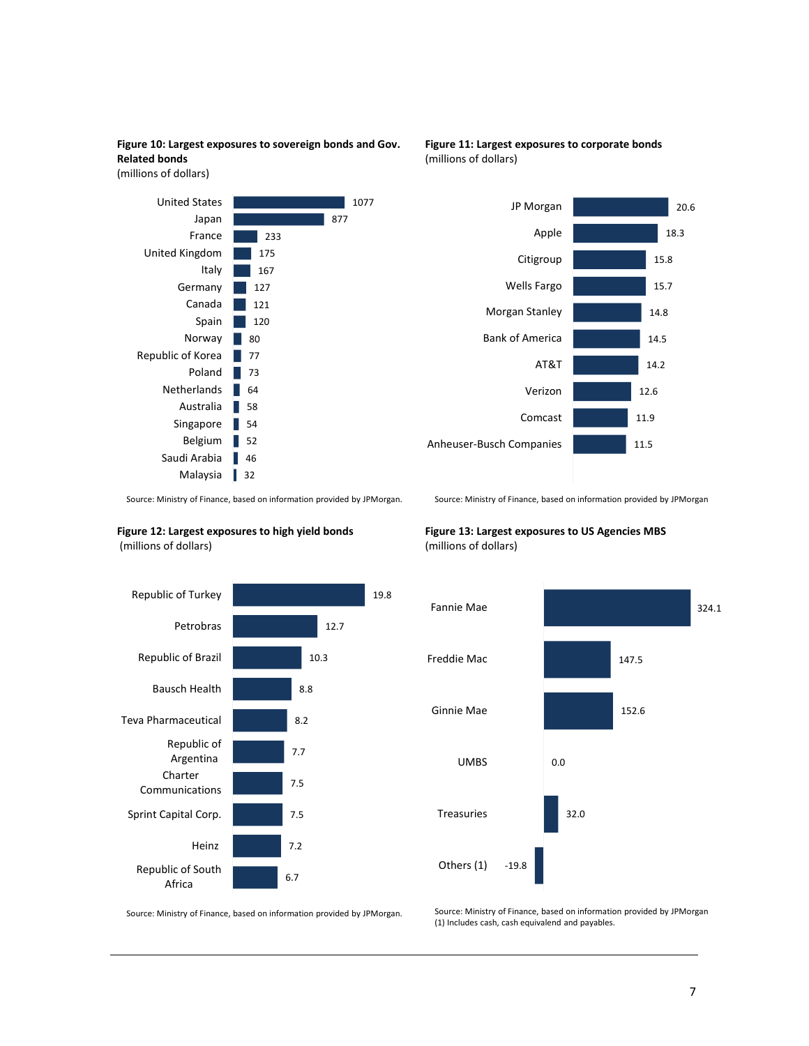**Figure 10: Largest exposures to sovereign bonds and Gov. Related bonds**
(millions of dollars)

| Country | Exposure |
|---|---|
| United States | 1077 |
| Japan | 877 |
| France | 233 |
| United Kingdom | 175 |
| Italy | 167 |
| Germany | 127 |
| Canada | 121 |
| Spain | 120 |
| Norway | 80 |
| Republic of Korea | 77 |
| Poland | 73 |
| Netherlands | 64 |
| Australia | 58 |
| Singapore | 54 |
| Belgium | 52 |
| Saudi Arabia | 46 |
| Malaysia | 32 |

Source: Ministry of Finance, based on information provided by JPMorgan.

**Figure 11: Largest exposures to corporate bonds**
(millions of dollars)

| Issuer | Exposure |
|---|---|
| JP Morgan | 20.6 |
| Apple | 18.3 |
| Citigroup | 15.8 |
| Wells Fargo | 15.7 |
| Morgan Stanley | 14.8 |
| Bank of America | 14.5 |
| AT&T | 14.2 |
| Verizon | 12.6 |
| Comcast | 11.9 |
| Anheuser-Busch Companies | 11.5 |

Source: Ministry of Finance, based on information provided by JPMorgan

**Figure 12: Largest exposures to high yield bonds**
(millions of dollars)

| Issuer | Exposure |
|---|---|
| Republic of Turkey | 19.8 |
| Petrobras | 12.7 |
| Republic of Brazil | 10.3 |
| Bausch Health | 8.8 |
| Teva Pharmaceutical | 8.2 |
| Republic of Argentina | 7.7 |
| Charter Communications | 7.5 |
| Sprint Capital Corp. | 7.5 |
| Heinz | 7.2 |
| Republic of South Africa | 6.7 |

Source: Ministry of Finance, based on information provided by JPMorgan.

**Figure 13: Largest exposures to US Agencies MBS**
(millions of dollars)

| Issuer | Exposure |
|---|---|
| Fannie Mae | 324.1 |
| Freddie Mac | 147.5 |
| Ginnie Mae | 152.6 |
| UMBS | 0.0 |
| Treasuries | 32.0 |
| Others (1) | -19.8 |

Source: Ministry of Finance, based on information provided by JPMorgan
(1) Includes cash, cash equivalend and payables.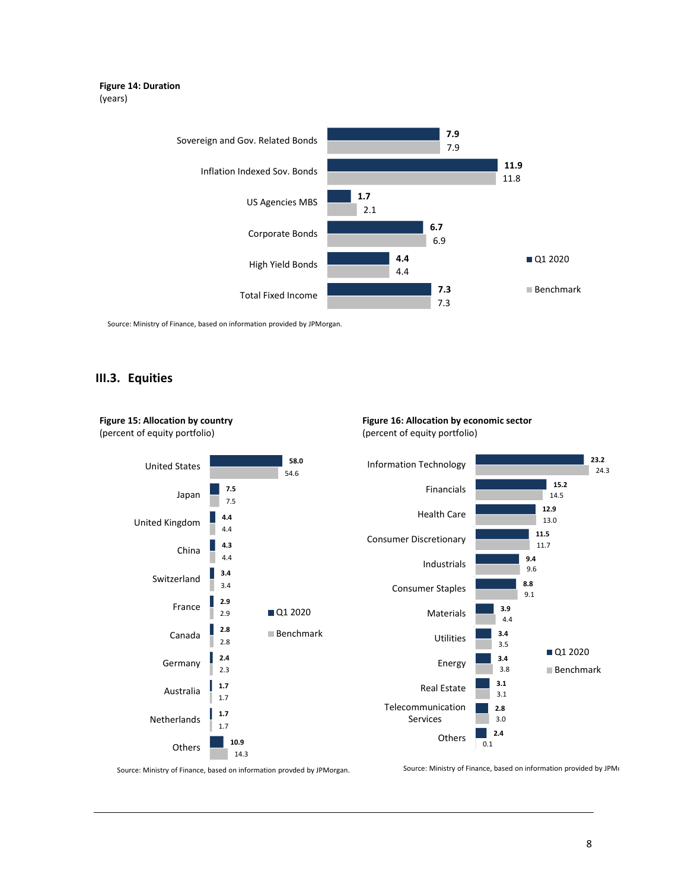**Figure 14: Duration**
(years)

| | Q1 2020 | Benchmark |
|---|---|---|
| Sovereign and Gov. Related Bonds | 7.9 | 7.9 |
| Inflation Indexed Sov. Bonds | 11.9 | 11.8 |
| US Agencies MBS | 1.7 | 2.1 |
| Corporate Bonds | 6.7 | 6.9 |
| High Yield Bonds | 4.4 | 4.4 |
| Total Fixed Income | 7.3 | 7.3 |

Source: Ministry of Finance, based on information provided by JPMorgan.

## III.3. Equities

**Figure 15: Allocation by country**
(percent of equity portfolio)

| | Q1 2020 | Benchmark |
|---|---|---|
| United States | 58.0 | 54.6 |
| Japan | 7.5 | 7.5 |
| United Kingdom | 4.4 | 4.4 |
| China | 4.3 | 4.4 |
| Switzerland | 3.4 | 3.4 |
| France | 2.9 | 2.9 |
| Canada | 2.8 | 2.8 |
| Germany | 2.4 | 2.3 |
| Australia | 1.7 | 1.7 |
| Netherlands | 1.7 | 1.7 |
| Others | 10.9 | 14.3 |

Source: Ministry of Finance, based on information provded by JPMorgan.

**Figure 16: Allocation by economic sector**
(percent of equity portfolio)

| | Q1 2020 | Benchmark |
|---|---|---|
| Information Technology | 23.2 | 24.3 |
| Financials | 15.2 | 14.5 |
| Health Care | 12.9 | 13.0 |
| Consumer Discretionary | 11.5 | 11.7 |
| Industrials | 9.4 | 9.6 |
| Consumer Staples | 8.8 | 9.1 |
| Materials | 3.9 | 4.4 |
| Utilities | 3.4 | 3.5 |
| Energy | 3.4 | 3.8 |
| Real Estate | 3.1 | 3.1 |
| Telecommunication Services | 2.8 | 3.0 |
| Others | 2.4 | 0.1 |

Source: Ministry of Finance, based on information provided by JPM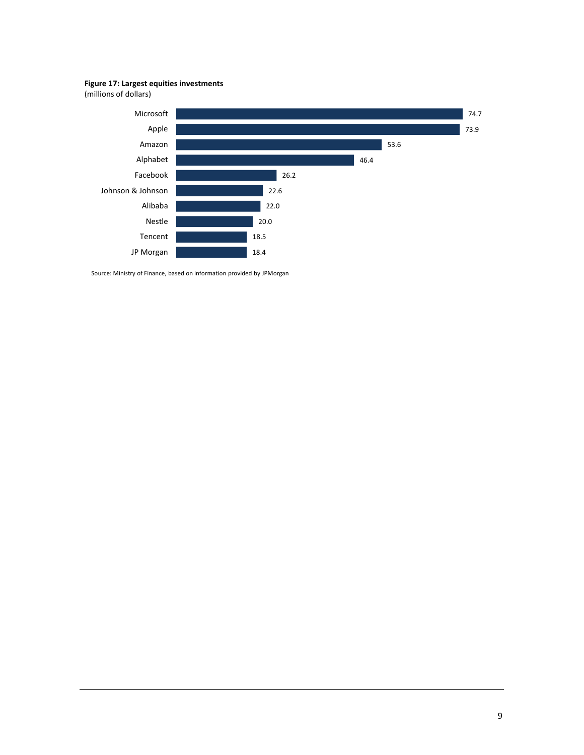**Figure 17: Largest equities investments**
(millions of dollars)

| Company | Value |
|---|---|
| Microsoft | 74.7 |
| Apple | 73.9 |
| Amazon | 53.6 |
| Alphabet | 46.4 |
| Facebook | 26.2 |
| Johnson & Johnson | 22.6 |
| Alibaba | 22.0 |
| Nestle | 20.0 |
| Tencent | 18.5 |
| JP Morgan | 18.4 |

Source: Ministry of Finance, based on information provided by JPMorgan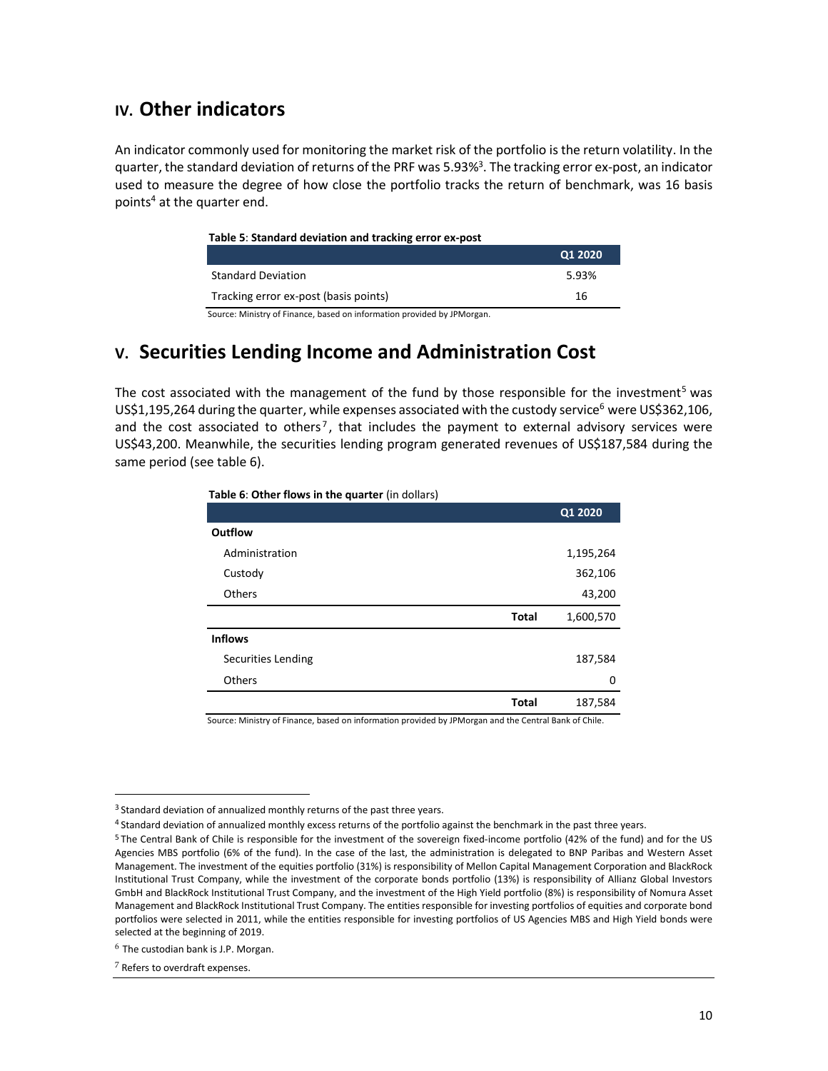## IV. Other indicators

An indicator commonly used for monitoring the market risk of the portfolio is the return volatility. In the quarter, the standard deviation of returns of the PRF was 5.93%[3]. The tracking error ex-post, an indicator used to measure the degree of how close the portfolio tracks the return of benchmark, was 16 basis points[4] at the quarter end.

**Table 5**: **Standard deviation and tracking error ex-post**

| | Q1 2020 |
|---|---|
| Standard Deviation | 5.93% |
| Tracking error ex-post (basis points) | 16 |

Source: Ministry of Finance, based on information provided by JPMorgan.

## V. Securities Lending Income and Administration Cost

The cost associated with the management of the fund by those responsible for the investment[5] was US$1,195,264 during the quarter, while expenses associated with the custody service[6] were US$362,106, and the cost associated to others[7], that includes the payment to external advisory services were US$43,200. Meanwhile, the securities lending program generated revenues of US$187,584 during the same period (see table 6).

**Table 6**: **Other flows in the quarter** (in dollars)

| | | Q1 2020 |
|---|---|---|
| **Outflow** | | |
| Administration | | 1,195,264 |
| Custody | | 362,106 |
| Others | | 43,200 |
| | **Total** | 1,600,570 |
| **Inflows** | | |
| Securities Lending | | 187,584 |
| Others | | 0 |
| | **Total** | 187,584 |

Source: Ministry of Finance, based on information provided by JPMorgan and the Central Bank of Chile.

---

[3] Standard deviation of annualized monthly returns of the past three years.

[4] Standard deviation of annualized monthly excess returns of the portfolio against the benchmark in the past three years.

[5] The Central Bank of Chile is responsible for the investment of the sovereign fixed-income portfolio (42% of the fund) and for the US Agencies MBS portfolio (6% of the fund). In the case of the last, the administration is delegated to BNP Paribas and Western Asset Management. The investment of the equities portfolio (31%) is responsibility of Mellon Capital Management Corporation and BlackRock Institutional Trust Company, while the investment of the corporate bonds portfolio (13%) is responsibility of Allianz Global Investors GmbH and BlackRock Institutional Trust Company, and the investment of the High Yield portfolio (8%) is responsibility of Nomura Asset Management and BlackRock Institutional Trust Company. The entities responsible for investing portfolios of equities and corporate bond portfolios were selected in 2011, while the entities responsible for investing portfolios of US Agencies MBS and High Yield bonds were selected at the beginning of 2019.

[6] The custodian bank is J.P. Morgan.

[7] Refers to overdraft expenses.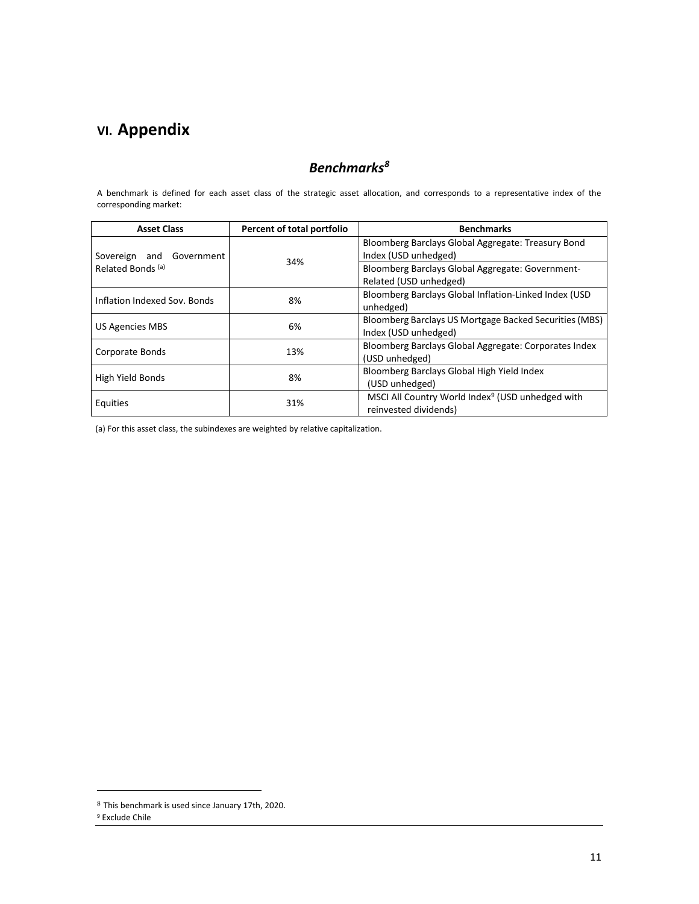# VI. Appendix

## *Benchmarks*[8]

A benchmark is defined for each asset class of the strategic asset allocation, and corresponds to a representative index of the corresponding market:

| Asset Class | Percent of total portfolio | Benchmarks |
|---|---|---|
| Sovereign and Government Related Bonds [(a)] | 34% | Bloomberg Barclays Global Aggregate: Treasury Bond Index (USD unhedged) |
| | | Bloomberg Barclays Global Aggregate: Government-Related (USD unhedged) |
| Inflation Indexed Sov. Bonds | 8% | Bloomberg Barclays Global Inflation-Linked Index (USD unhedged) |
| US Agencies MBS | 6% | Bloomberg Barclays US Mortgage Backed Securities (MBS) Index (USD unhedged) |
| Corporate Bonds | 13% | Bloomberg Barclays Global Aggregate: Corporates Index (USD unhedged) |
| High Yield Bonds | 8% | Bloomberg Barclays Global High Yield Index (USD unhedged) |
| Equities | 31% | MSCI All Country World Index[9] (USD unhedged with reinvested dividends) |

(a) For this asset class, the subindexes are weighted by relative capitalization.

[8] This benchmark is used since January 17th, 2020.

[9] Exclude Chile